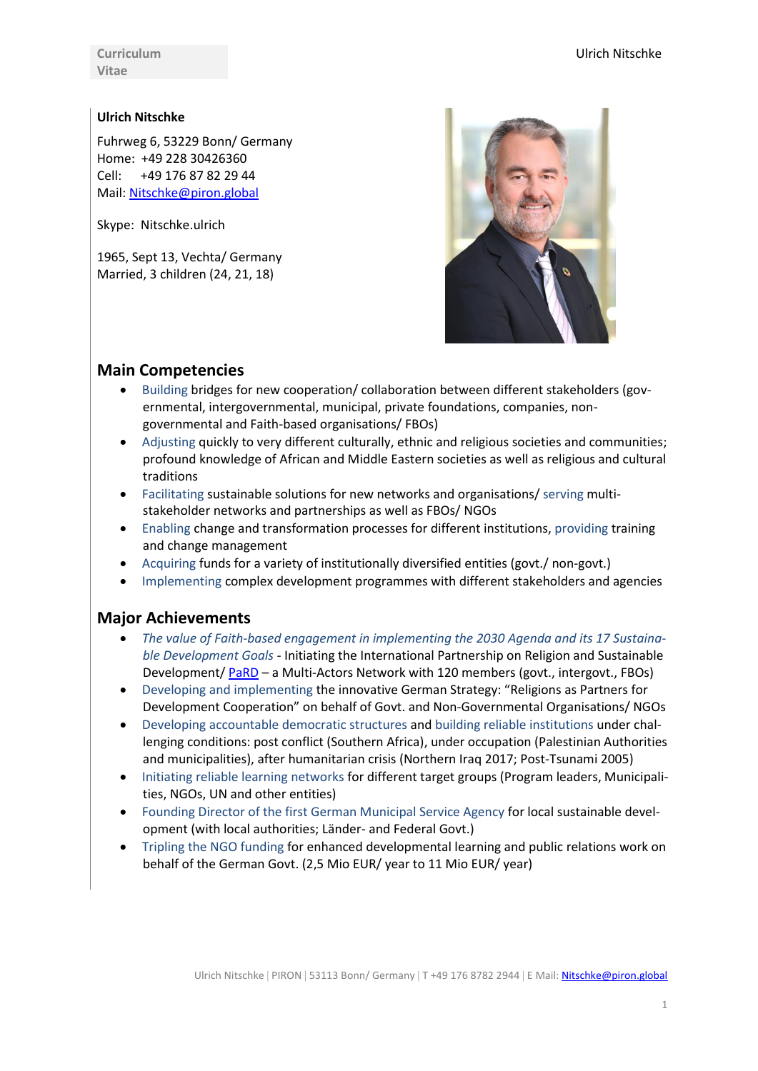Curriculum Vitae

**Ulrich Nitschke**

Fuhrweg 6, 53229 Bonn/ Germany
Home: +49 228 30426360
Cell: +49 176 87 82 29 44
Mail: [Nitschke@piron.global](mailto:Nitschke@piron.global)

Skype: Nitschke.ulrich

1965, Sept 13, Vechta/ Germany
Married, 3 children (24, 21, 18)

## Main Competencies

- Building bridges for new cooperation/ collaboration between different stakeholders (governmental, intergovernmental, municipal, private foundations, companies, non-governmental and Faith-based organisations/ FBOs)
- Adjusting quickly to very different culturally, ethnic and religious societies and communities; profound knowledge of African and Middle Eastern societies as well as religious and cultural traditions
- Facilitating sustainable solutions for new networks and organisations/ serving multi-stakeholder networks and partnerships as well as FBOs/ NGOs
- Enabling change and transformation processes for different institutions, providing training and change management
- Acquiring funds for a variety of institutionally diversified entities (govt./ non-govt.)
- Implementing complex development programmes with different stakeholders and agencies

## Major Achievements

- *The value of Faith-based engagement in implementing the 2030 Agenda and its 17 Sustainable Development Goals* - Initiating the International Partnership on Religion and Sustainable Development/ PaRD – a Multi-Actors Network with 120 members (govt., intergovt., FBOs)
- Developing and implementing the innovative German Strategy: "Religions as Partners for Development Cooperation" on behalf of Govt. and Non-Governmental Organisations/ NGOs
- Developing accountable democratic structures and building reliable institutions under challenging conditions: post conflict (Southern Africa), under occupation (Palestinian Authorities and municipalities), after humanitarian crisis (Northern Iraq 2017; Post-Tsunami 2005)
- Initiating reliable learning networks for different target groups (Program leaders, Municipalities, NGOs, UN and other entities)
- Founding Director of the first German Municipal Service Agency for local sustainable development (with local authorities; Länder- and Federal Govt.)
- Tripling the NGO funding for enhanced developmental learning and public relations work on behalf of the German Govt. (2,5 Mio EUR/ year to 11 Mio EUR/ year)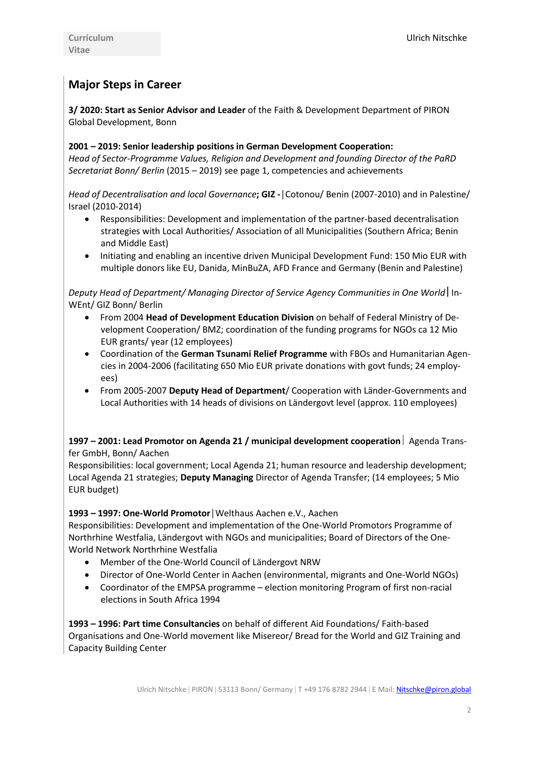## Major Steps in Career

**3/ 2020: Start as Senior Advisor and Leader** of the Faith & Development Department of PIRON Global Development, Bonn

**2001 – 2019: Senior leadership positions in German Development Cooperation:**
*Head of Sector-Programme Values, Religion and Development and founding Director of the PaRD Secretariat Bonn/ Berlin* (2015 – 2019) see page 1, competencies and achievements

*Head of Decentralisation and local Governance*; **GIZ -** | Cotonou/ Benin (2007-2010) and in Palestine/ Israel (2010-2014)

- Responsibilities: Development and implementation of the partner-based decentralisation strategies with Local Authorities/ Association of all Municipalities (Southern Africa; Benin and Middle East)
- Initiating and enabling an incentive driven Municipal Development Fund: 150 Mio EUR with multiple donors like EU, Danida, MinBuZA, AFD France and Germany (Benin and Palestine)

*Deputy Head of Department/ Managing Director of Service Agency Communities in One World* | In-WEnt/ GIZ Bonn/ Berlin

- From 2004 **Head of Development Education Division** on behalf of Federal Ministry of Development Cooperation/ BMZ; coordination of the funding programs for NGOs ca 12 Mio EUR grants/ year (12 employees)
- Coordination of the **German Tsunami Relief Programme** with FBOs and Humanitarian Agencies in 2004-2006 (facilitating 650 Mio EUR private donations with govt funds; 24 employees)
- From 2005-2007 **Deputy Head of Department**/ Cooperation with Länder-Governments and Local Authorities with 14 heads of divisions on Ländergovt level (approx. 110 employees)

**1997 – 2001: Lead Promotor on Agenda 21 / municipal development cooperation** | Agenda Transfer GmbH, Bonn/ Aachen
Responsibilities: local government; Local Agenda 21; human resource and leadership development; Local Agenda 21 strategies; **Deputy Managing** Director of Agenda Transfer; (14 employees; 5 Mio EUR budget)

**1993 – 1997: One-World Promotor** | Welthaus Aachen e.V., Aachen
Responsibilities: Development and implementation of the One-World Promotors Programme of Northrhine Westfalia, Ländergovt with NGOs and municipalities; Board of Directors of the One-World Network Northrhine Westfalia

- Member of the One-World Council of Ländergovt NRW
- Director of One-World Center in Aachen (environmental, migrants and One-World NGOs)
- Coordinator of the EMPSA programme – election monitoring Program of first non-racial elections in South Africa 1994

**1993 – 1996: Part time Consultancies** on behalf of different Aid Foundations/ Faith-based Organisations and One-World movement like Misereor/ Bread for the World and GIZ Training and Capacity Building Center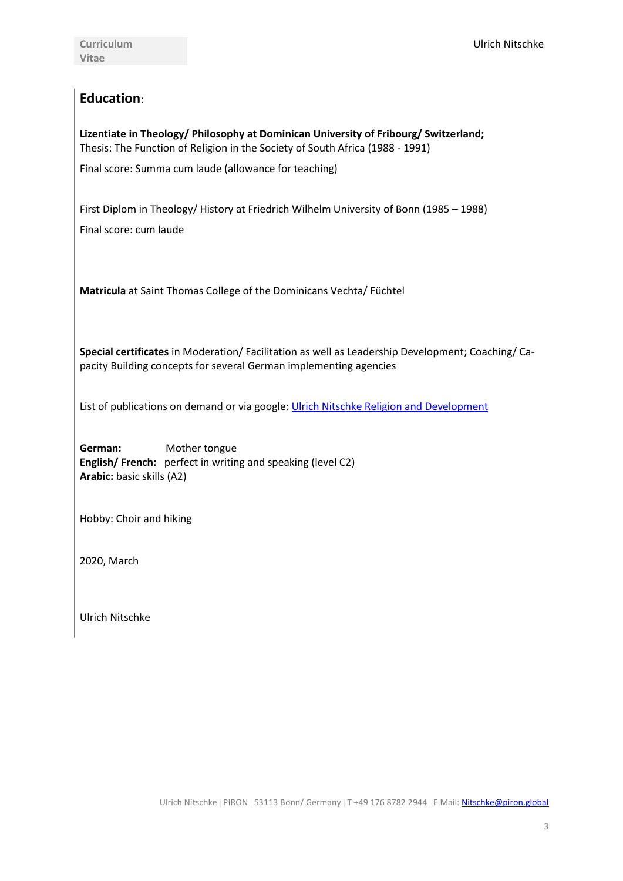## Education:

**Lizentiate in Theology/ Philosophy at Dominican University of Fribourg/ Switzerland;**
Thesis: The Function of Religion in the Society of South Africa (1988 - 1991)

Final score: Summa cum laude (allowance for teaching)

First Diplom in Theology/ History at Friedrich Wilhelm University of Bonn (1985 – 1988)

Final score: cum laude

**Matricula** at Saint Thomas College of the Dominicans Vechta/ Füchtel

**Special certificates** in Moderation/ Facilitation as well as Leadership Development; Coaching/ Capacity Building concepts for several German implementing agencies

List of publications on demand or via google: [Ulrich Nitschke Religion and Development]

**German:** Mother tongue
**English/ French:** perfect in writing and speaking (level C2)
**Arabic:** basic skills (A2)

Hobby: Choir and hiking

2020, March

Ulrich Nitschke